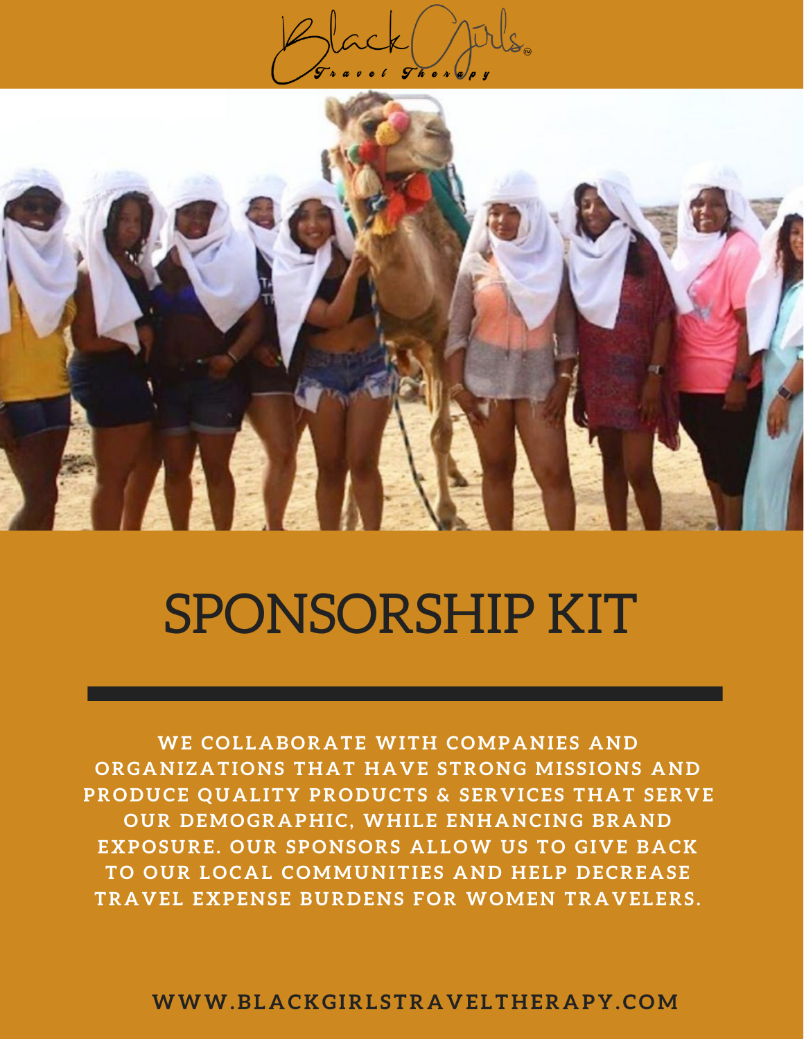Black Girls Travel Therapy

# SPONSORSHIP KIT

**WE COLLABORATE WITH COMPANIES AND ORGANIZATIONS THAT HAVE STRONG MISSIONS AND PRODUCE QUALITY PRODUCTS & SERVICES THAT SERVE OUR DEMOGRAPHIC, WHILE ENHANCING BRAND EXPOSURE. OUR SPONSORS ALLOW US TO GIVE BACK TO OUR LOCAL COMMUNITIES AND HELP DECREASE TRAVEL EXPENSE BURDENS FOR WOMEN TRAVELERS.**

**WWW.BLACKGIRLSTRAVELTHERAPY.COM**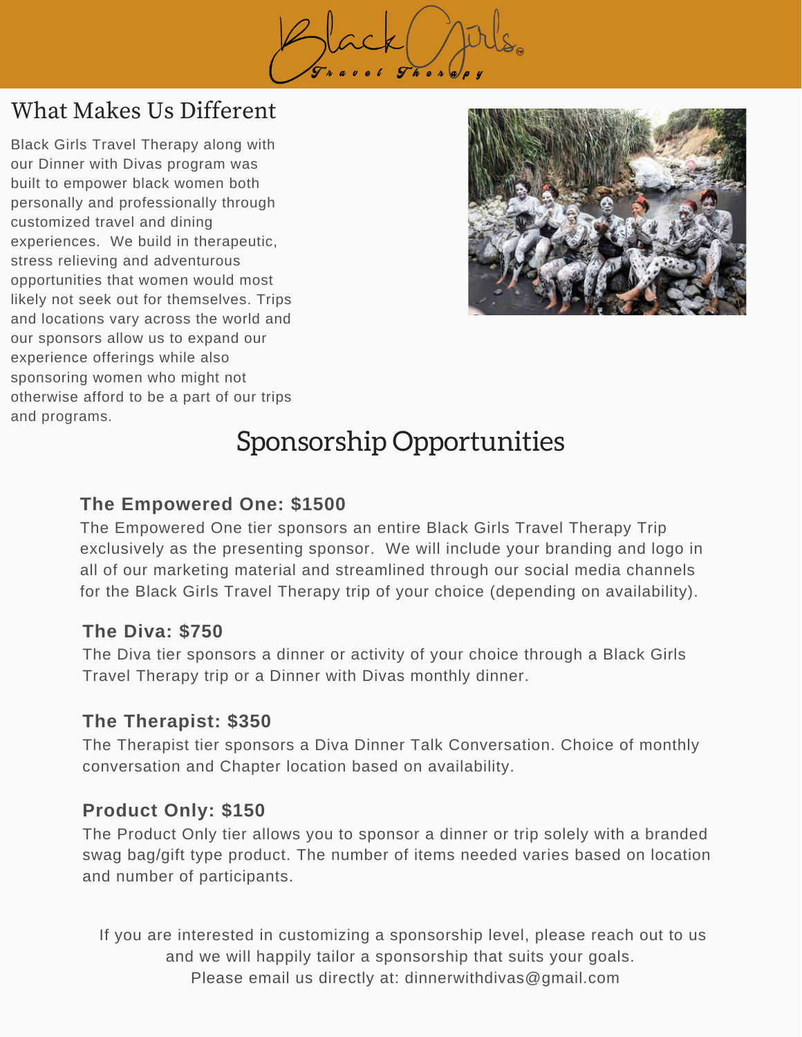Black Girls Travel Therapy

## What Makes Us Different

Black Girls Travel Therapy along with our Dinner with Divas program was built to empower black women both personally and professionally through customized travel and dining experiences. We build in therapeutic, stress relieving and adventurous opportunities that women would most likely not seek out for themselves. Trips and locations vary across the world and our sponsors allow us to expand our experience offerings while also sponsoring women who might not otherwise afford to be a part of our trips and programs.

## Sponsorship Opportunities

**The Empowered One: $1500**

The Empowered One tier sponsors an entire Black Girls Travel Therapy Trip exclusively as the presenting sponsor. We will include your branding and logo in all of our marketing material and streamlined through our social media channels for the Black Girls Travel Therapy trip of your choice (depending on availability).

**The Diva: $750**

The Diva tier sponsors a dinner or activity of your choice through a Black Girls Travel Therapy trip or a Dinner with Divas monthly dinner.

**The Therapist: $350**

The Therapist tier sponsors a Diva Dinner Talk Conversation. Choice of monthly conversation and Chapter location based on availability.

**Product Only: $150**

The Product Only tier allows you to sponsor a dinner or trip solely with a branded swag bag/gift type product. The number of items needed varies based on location and number of participants.

If you are interested in customizing a sponsorship level, please reach out to us and we will happily tailor a sponsorship that suits your goals.
Please email us directly at: dinnerwithdivas@gmail.com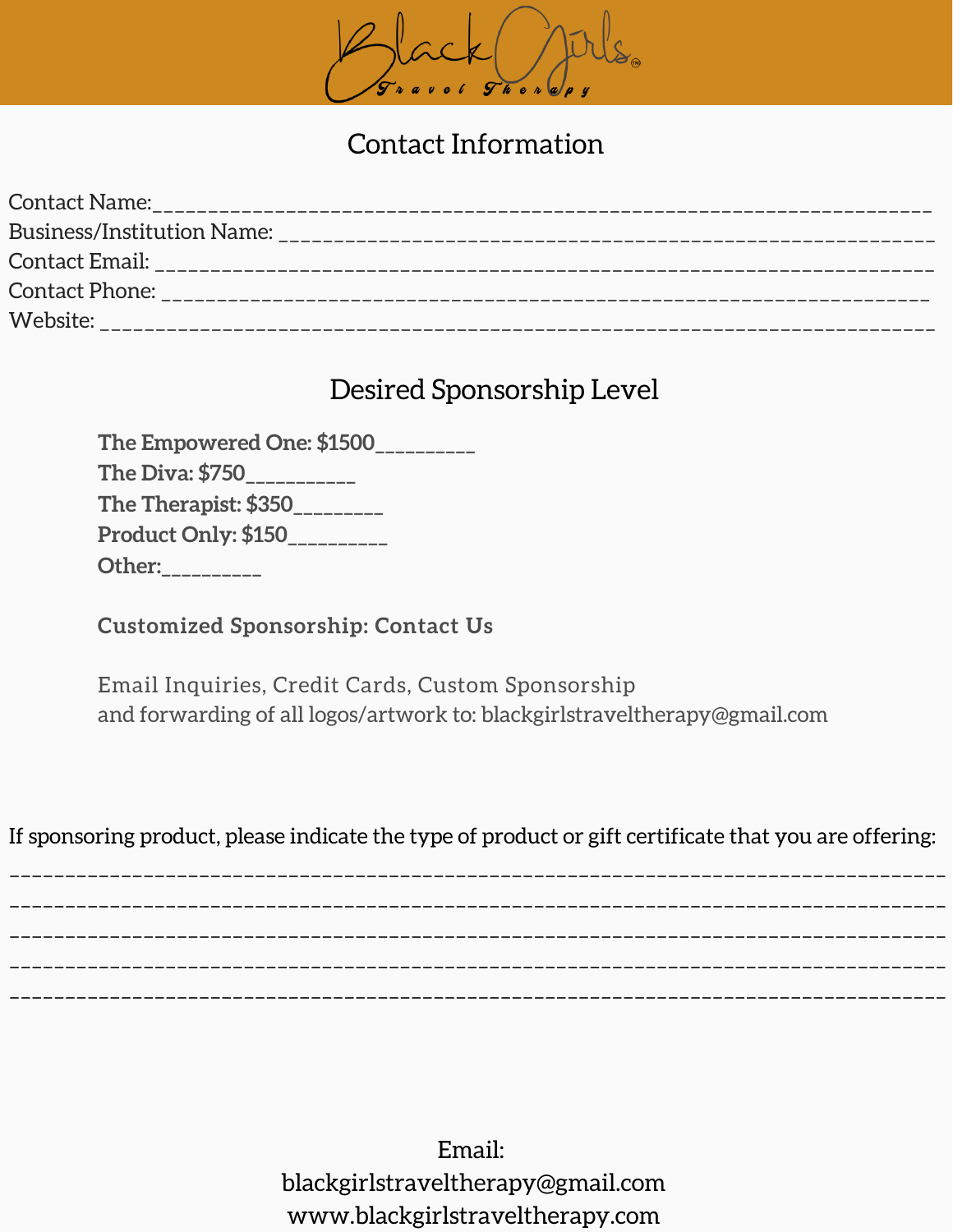# Contact Information

Contact Name:_______________________________________________________________________
Business/Institution Name: ________________________________________________________
Contact Email: _____________________________________________________________________
Contact Phone: _____________________________________________________________________
Website: ___________________________________________________________________________

## Desired Sponsorship Level

**The Empowered One: $1500_________**
**The Diva: $750__________**
**The Therapist: $350________**
**Product Only: $150_________**
**Other:_________**

**Customized Sponsorship: Contact Us**

Email Inquiries, Credit Cards, Custom Sponsorship
and forwarding of all logos/artwork to: blackgirlstraveltherapy@gmail.com

If sponsoring product, please indicate the type of product or gift certificate that you are offering:
___________________________________________________________________________________
___________________________________________________________________________________
___________________________________________________________________________________
___________________________________________________________________________________
___________________________________________________________________________________

Email:
blackgirlstraveltherapy@gmail.com
www.blackgirlstraveltherapy.com